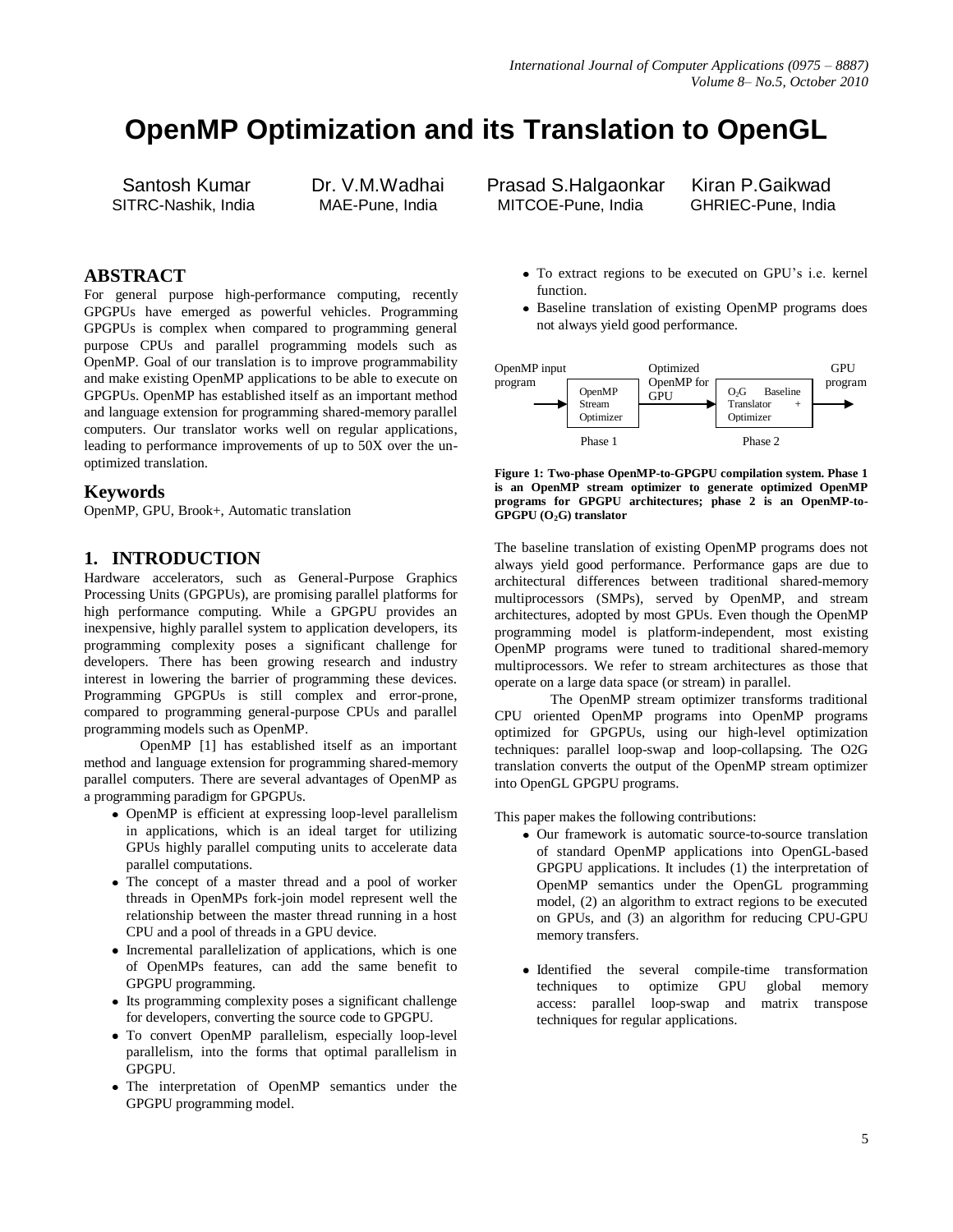# OpenMP Optimization and its Translation to OpenGL

Santosh Kumar
SITRC-Nashik, India

Dr. V.M.Wadhai
MAE-Pune, India

Prasad S.Halgaonkar
MITCOE-Pune, India

Kiran P.Gaikwad
GHRIEC-Pune, India

## ABSTRACT

For general purpose high-performance computing, recently GPGPUs have emerged as powerful vehicles. Programming GPGPUs is complex when compared to programming general purpose CPUs and parallel programming models such as OpenMP. Goal of our translation is to improve programmability and make existing OpenMP applications to be able to execute on GPGPUs. OpenMP has established itself as an important method and language extension for programming shared-memory parallel computers. Our translator works well on regular applications, leading to performance improvements of up to 50X over the un-optimized translation.

## Keywords

OpenMP, GPU, Brook+, Automatic translation

## 1. INTRODUCTION

Hardware accelerators, such as General-Purpose Graphics Processing Units (GPGPUs), are promising parallel platforms for high performance computing. While a GPGPU provides an inexpensive, highly parallel system to application developers, its programming complexity poses a significant challenge for developers. There has been growing research and industry interest in lowering the barrier of programming these devices. Programming GPGPUs is still complex and error-prone, compared to programming general-purpose CPUs and parallel programming models such as OpenMP.

OpenMP [1] has established itself as an important method and language extension for programming shared-memory parallel computers. There are several advantages of OpenMP as a programming paradigm for GPGPUs.

- OpenMP is efficient at expressing loop-level parallelism in applications, which is an ideal target for utilizing GPUs highly parallel computing units to accelerate data parallel computations.
- The concept of a master thread and a pool of worker threads in OpenMPs fork-join model represent well the relationship between the master thread running in a host CPU and a pool of threads in a GPU device.
- Incremental parallelization of applications, which is one of OpenMPs features, can add the same benefit to GPGPU programming.
- Its programming complexity poses a significant challenge for developers, converting the source code to GPGPU.
- To convert OpenMP parallelism, especially loop-level parallelism, into the forms that optimal parallelism in GPGPU.
- The interpretation of OpenMP semantics under the GPGPU programming model.
- To extract regions to be executed on GPU's i.e. kernel function.
- Baseline translation of existing OpenMP programs does not always yield good performance.

OpenMP input program → [OpenMP Stream Optimizer] (Phase 1) → Optimized OpenMP for GPU → [$O_2G$ Baseline Translator + Optimizer] (Phase 2) → GPU program

**Figure 1: Two-phase OpenMP-to-GPGPU compilation system. Phase 1 is an OpenMP stream optimizer to generate optimized OpenMP programs for GPGPU architectures; phase 2 is an OpenMP-to-GPGPU ($O_2G$) translator**

The baseline translation of existing OpenMP programs does not always yield good performance. Performance gaps are due to architectural differences between traditional shared-memory multiprocessors (SMPs), served by OpenMP, and stream architectures, adopted by most GPUs. Even though the OpenMP programming model is platform-independent, most existing OpenMP programs were tuned to traditional shared-memory multiprocessors. We refer to stream architectures as those that operate on a large data space (or stream) in parallel.

The OpenMP stream optimizer transforms traditional CPU oriented OpenMP programs into OpenMP programs optimized for GPGPUs, using our high-level optimization techniques: parallel loop-swap and loop-collapsing. The O2G translation converts the output of the OpenMP stream optimizer into OpenGL GPGPU programs.

This paper makes the following contributions:

- Our framework is automatic source-to-source translation of standard OpenMP applications into OpenGL-based GPGPU applications. It includes (1) the interpretation of OpenMP semantics under the OpenGL programming model, (2) an algorithm to extract regions to be executed on GPUs, and (3) an algorithm for reducing CPU-GPU memory transfers.
- Identified the several compile-time transformation techniques to optimize GPU global memory access: parallel loop-swap and matrix transpose techniques for regular applications.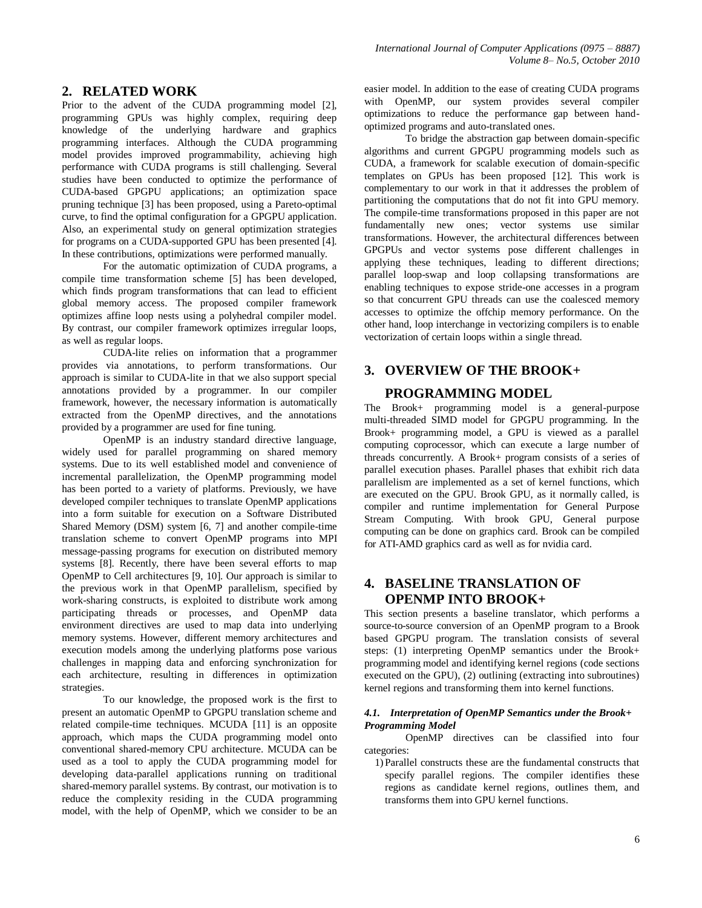## 2. RELATED WORK

Prior to the advent of the CUDA programming model [2], programming GPUs was highly complex, requiring deep knowledge of the underlying hardware and graphics programming interfaces. Although the CUDA programming model provides improved programmability, achieving high performance with CUDA programs is still challenging. Several studies have been conducted to optimize the performance of CUDA-based GPGPU applications; an optimization space pruning technique [3] has been proposed, using a Pareto-optimal curve, to find the optimal configuration for a GPGPU application. Also, an experimental study on general optimization strategies for programs on a CUDA-supported GPU has been presented [4]. In these contributions, optimizations were performed manually.

For the automatic optimization of CUDA programs, a compile time transformation scheme [5] has been developed, which finds program transformations that can lead to efficient global memory access. The proposed compiler framework optimizes affine loop nests using a polyhedral compiler model. By contrast, our compiler framework optimizes irregular loops, as well as regular loops.

CUDA-lite relies on information that a programmer provides via annotations, to perform transformations. Our approach is similar to CUDA-lite in that we also support special annotations provided by a programmer. In our compiler framework, however, the necessary information is automatically extracted from the OpenMP directives, and the annotations provided by a programmer are used for fine tuning.

OpenMP is an industry standard directive language, widely used for parallel programming on shared memory systems. Due to its well established model and convenience of incremental parallelization, the OpenMP programming model has been ported to a variety of platforms. Previously, we have developed compiler techniques to translate OpenMP applications into a form suitable for execution on a Software Distributed Shared Memory (DSM) system [6, 7] and another compile-time translation scheme to convert OpenMP programs into MPI message-passing programs for execution on distributed memory systems [8]. Recently, there have been several efforts to map OpenMP to Cell architectures [9, 10]. Our approach is similar to the previous work in that OpenMP parallelism, specified by work-sharing constructs, is exploited to distribute work among participating threads or processes, and OpenMP data environment directives are used to map data into underlying memory systems. However, different memory architectures and execution models among the underlying platforms pose various challenges in mapping data and enforcing synchronization for each architecture, resulting in differences in optimization strategies.

To our knowledge, the proposed work is the first to present an automatic OpenMP to GPGPU translation scheme and related compile-time techniques. MCUDA [11] is an opposite approach, which maps the CUDA programming model onto conventional shared-memory CPU architecture. MCUDA can be used as a tool to apply the CUDA programming model for developing data-parallel applications running on traditional shared-memory parallel systems. By contrast, our motivation is to reduce the complexity residing in the CUDA programming model, with the help of OpenMP, which we consider to be an easier model. In addition to the ease of creating CUDA programs with OpenMP, our system provides several compiler optimizations to reduce the performance gap between hand-optimized programs and auto-translated ones.

To bridge the abstraction gap between domain-specific algorithms and current GPGPU programming models such as CUDA, a framework for scalable execution of domain-specific templates on GPUs has been proposed [12]. This work is complementary to our work in that it addresses the problem of partitioning the computations that do not fit into GPU memory. The compile-time transformations proposed in this paper are not fundamentally new ones; vector systems use similar transformations. However, the architectural differences between GPGPUs and vector systems pose different challenges in applying these techniques, leading to different directions; parallel loop-swap and loop collapsing transformations are enabling techniques to expose stride-one accesses in a program so that concurrent GPU threads can use the coalesced memory accesses to optimize the offchip memory performance. On the other hand, loop interchange in vectorizing compilers is to enable vectorization of certain loops within a single thread.

## 3. OVERVIEW OF THE BROOK+ PROGRAMMING MODEL

The Brook+ programming model is a general-purpose multi-threaded SIMD model for GPGPU programming. In the Brook+ programming model, a GPU is viewed as a parallel computing coprocessor, which can execute a large number of threads concurrently. A Brook+ program consists of a series of parallel execution phases. Parallel phases that exhibit rich data parallelism are implemented as a set of kernel functions, which are executed on the GPU. Brook GPU, as it normally called, is compiler and runtime implementation for General Purpose Stream Computing. With brook GPU, General purpose computing can be done on graphics card. Brook can be compiled for ATI-AMD graphics card as well as for nvidia card.

## 4. BASELINE TRANSLATION OF OPENMP INTO BROOK+

This section presents a baseline translator, which performs a source-to-source conversion of an OpenMP program to a Brook based GPGPU program. The translation consists of several steps: (1) interpreting OpenMP semantics under the Brook+ programming model and identifying kernel regions (code sections executed on the GPU), (2) outlining (extracting into subroutines) kernel regions and transforming them into kernel functions.

### *4.1. Interpretation of OpenMP Semantics under the Brook+ Programming Model*

OpenMP directives can be classified into four categories:

1) Parallel constructs these are the fundamental constructs that specify parallel regions. The compiler identifies these regions as candidate kernel regions, outlines them, and transforms them into GPU kernel functions.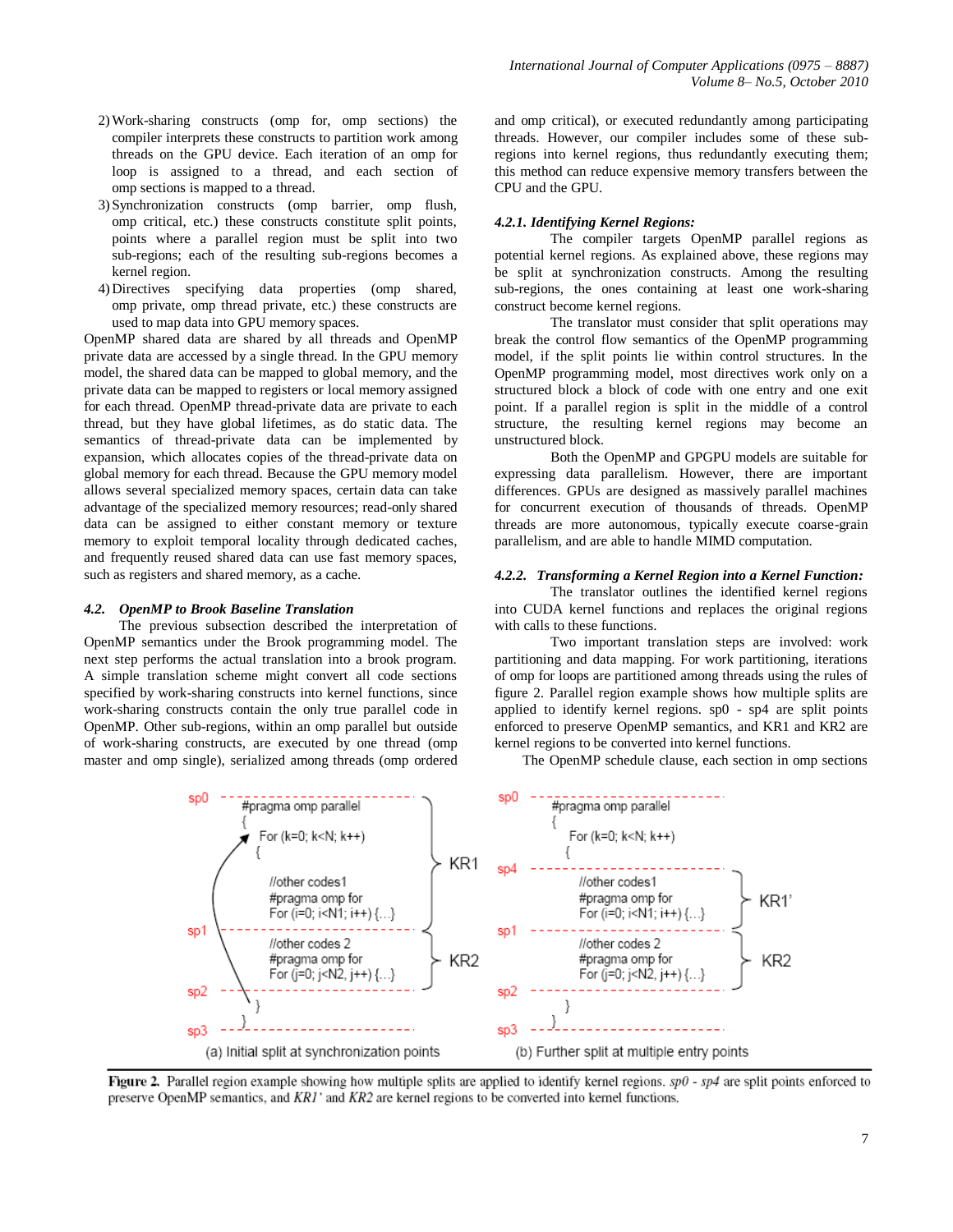2) Work-sharing constructs (omp for, omp sections) the compiler interprets these constructs to partition work among threads on the GPU device. Each iteration of an omp for loop is assigned to a thread, and each section of omp sections is mapped to a thread.
3) Synchronization constructs (omp barrier, omp flush, omp critical, etc.) these constructs constitute split points, points where a parallel region must be split into two sub-regions; each of the resulting sub-regions becomes a kernel region.
4) Directives specifying data properties (omp shared, omp private, omp thread private, etc.) these constructs are used to map data into GPU memory spaces.

OpenMP shared data are shared by all threads and OpenMP private data are accessed by a single thread. In the GPU memory model, the shared data can be mapped to global memory, and the private data can be mapped to registers or local memory assigned for each thread. OpenMP thread-private data are private to each thread, but they have global lifetimes, as do static data. The semantics of thread-private data can be implemented by expansion, which allocates copies of the thread-private data on global memory for each thread. Because the GPU memory model allows several specialized memory spaces, certain data can take advantage of the specialized memory resources; read-only shared data can be assigned to either constant memory or texture memory to exploit temporal locality through dedicated caches, and frequently reused shared data can use fast memory spaces, such as registers and shared memory, as a cache.

### 4.2. OpenMP to Brook Baseline Translation

The previous subsection described the interpretation of OpenMP semantics under the Brook programming model. The next step performs the actual translation into a brook program. A simple translation scheme might convert all code sections specified by work-sharing constructs into kernel functions, since work-sharing constructs contain the only true parallel code in OpenMP. Other sub-regions, within an omp parallel but outside of work-sharing constructs, are executed by one thread (omp master and omp single), serialized among threads (omp ordered and omp critical), or executed redundantly among participating threads. However, our compiler includes some of these sub-regions into kernel regions, thus redundantly executing them; this method can reduce expensive memory transfers between the CPU and the GPU.

#### 4.2.1. Identifying Kernel Regions:

The compiler targets OpenMP parallel regions as potential kernel regions. As explained above, these regions may be split at synchronization constructs. Among the resulting sub-regions, the ones containing at least one work-sharing construct become kernel regions.

The translator must consider that split operations may break the control flow semantics of the OpenMP programming model, if the split points lie within control structures. In the OpenMP programming model, most directives work only on a structured block a block of code with one entry and one exit point. If a parallel region is split in the middle of a control structure, the resulting kernel regions may become an unstructured block.

Both the OpenMP and GPGPU models are suitable for expressing data parallelism. However, there are important differences. GPUs are designed as massively parallel machines for concurrent execution of thousands of threads. OpenMP threads are more autonomous, typically execute coarse-grain parallelism, and are able to handle MIMD computation.

#### 4.2.2. Transforming a Kernel Region into a Kernel Function:

The translator outlines the identified kernel regions into CUDA kernel functions and replaces the original regions with calls to these functions.

Two important translation steps are involved: work partitioning and data mapping. For work partitioning, iterations of omp for loops are partitioned among threads using the rules of figure 2. Parallel region example shows how multiple splits are applied to identify kernel regions. sp0 - sp4 are split points enforced to preserve OpenMP semantics, and KR1 and KR2 are kernel regions to be converted into kernel functions.

The OpenMP schedule clause, each section in omp sections

```
(a) Initial split at synchronization points

sp0 ------------------------------
    #pragma omp parallel                    \
    {                                        |
      For (k=0; k<N; k++)                    |
      {                                      > KR1
                                             |
        //other codes1                       |
        #pragma omp for                      |
        For (i=0; i<N1; i++) {...}          /
sp1 ------------------------------
        //other codes 2                     \
        #pragma omp for                      > KR2
        For (j=0; j<N2, j++) {...}          /
sp2 ------------------------------
      }
    }
sp3 ------------------------------

(b) Further split at multiple entry points

sp0 ------------------------------
    #pragma omp parallel
    {
      For (k=0; k<N; k++)
      {
sp4 ------------------------------
        //other codes1                      \
        #pragma omp for                      > KR1'
        For (i=0; i<N1; i++) {...}          /
sp1 ------------------------------
        //other codes 2                     \
        #pragma omp for                      > KR2
        For (j=0; j<N2, j++) {...}          /
sp2 ------------------------------
      }
    }
sp3 ------------------------------
```

**Figure 2.** Parallel region example showing how multiple splits are applied to identify kernel regions. *sp0 - sp4* are split points enforced to preserve OpenMP semantics, and *KR1'* and *KR2* are kernel regions to be converted into kernel functions.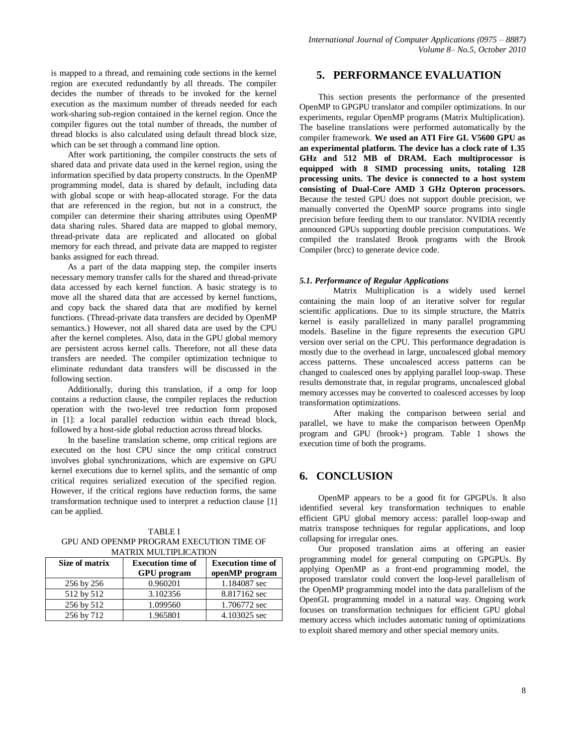is mapped to a thread, and remaining code sections in the kernel region are executed redundantly by all threads. The compiler decides the number of threads to be invoked for the kernel execution as the maximum number of threads needed for each work-sharing sub-region contained in the kernel region. Once the compiler figures out the total number of threads, the number of thread blocks is also calculated using default thread block size, which can be set through a command line option.

After work partitioning, the compiler constructs the sets of shared data and private data used in the kernel region, using the information specified by data property constructs. In the OpenMP programming model, data is shared by default, including data with global scope or with heap-allocated storage. For the data that are referenced in the region, but not in a construct, the compiler can determine their sharing attributes using OpenMP data sharing rules. Shared data are mapped to global memory, thread-private data are replicated and allocated on global memory for each thread, and private data are mapped to register banks assigned for each thread.

As a part of the data mapping step, the compiler inserts necessary memory transfer calls for the shared and thread-private data accessed by each kernel function. A basic strategy is to move all the shared data that are accessed by kernel functions, and copy back the shared data that are modified by kernel functions. (Thread-private data transfers are decided by OpenMP semantics.) However, not all shared data are used by the CPU after the kernel completes. Also, data in the GPU global memory are persistent across kernel calls. Therefore, not all these data transfers are needed. The compiler optimization technique to eliminate redundant data transfers will be discussed in the following section.

Additionally, during this translation, if a omp for loop contains a reduction clause, the compiler replaces the reduction operation with the two-level tree reduction form proposed in [1]: a local parallel reduction within each thread block, followed by a host-side global reduction across thread blocks.

In the baseline translation scheme, omp critical regions are executed on the host CPU since the omp critical construct involves global synchronizations, which are expensive on GPU kernel executions due to kernel splits, and the semantic of omp critical requires serialized execution of the specified region. However, if the critical regions have reduction forms, the same transformation technique used to interpret a reduction clause [1] can be applied.

TABLE I
GPU AND OPENMP PROGRAM EXECUTION TIME OF MATRIX MULTIPLICATION

| Size of matrix | Execution time of GPU program | Execution time of openMP program |
|---|---|---|
| 256 by 256 | 0.960201 | 1.184087 sec |
| 512 by 512 | 3.102356 | 8.817162 sec |
| 256 by 512 | 1.099560 | 1.706772 sec |
| 256 by 712 | 1.965801 | 4.103025 sec |

## 5. PERFORMANCE EVALUATION

This section presents the performance of the presented OpenMP to GPGPU translator and compiler optimizations. In our experiments, regular OpenMP programs (Matrix Multiplication). The baseline translations were performed automatically by the compiler framework. **We used an ATI Fire GL V5600 GPU as an experimental platform. The device has a clock rate of 1.35 GHz and 512 MB of DRAM. Each multiprocessor is equipped with 8 SIMD processing units, totaling 128 processing units. The device is connected to a host system consisting of Dual-Core AMD 3 GHz Opteron processors.** Because the tested GPU does not support double precision, we manually converted the OpenMP source programs into single precision before feeding them to our translator. NVIDIA recently announced GPUs supporting double precision computations. We compiled the translated Brook programs with the Brook Compiler (brcc) to generate device code.

### *5.1. Performance of Regular Applications*

Matrix Multiplication is a widely used kernel containing the main loop of an iterative solver for regular scientific applications. Due to its simple structure, the Matrix kernel is easily parallelized in many parallel programming models. Baseline in the figure represents the execution GPU version over serial on the CPU. This performance degradation is mostly due to the overhead in large, uncoalesced global memory access patterns. These uncoalesced access patterns can be changed to coalesced ones by applying parallel loop-swap. These results demonstrate that, in regular programs, uncoalesced global memory accesses may be converted to coalesced accesses by loop transformation optimizations.

After making the comparison between serial and parallel, we have to make the comparison between OpenMp program and GPU (brook+) program. Table 1 shows the execution time of both the programs.

## 6. CONCLUSION

OpenMP appears to be a good fit for GPGPUs. It also identified several key transformation techniques to enable efficient GPU global memory access: parallel loop-swap and matrix transpose techniques for regular applications, and loop collapsing for irregular ones.

Our proposed translation aims at offering an easier programming model for general computing on GPGPUs. By applying OpenMP as a front-end programming model, the proposed translator could convert the loop-level parallelism of the OpenMP programming model into the data parallelism of the OpenGL programming model in a natural way. Ongoing work focuses on transformation techniques for efficient GPU global memory access which includes automatic tuning of optimizations to exploit shared memory and other special memory units.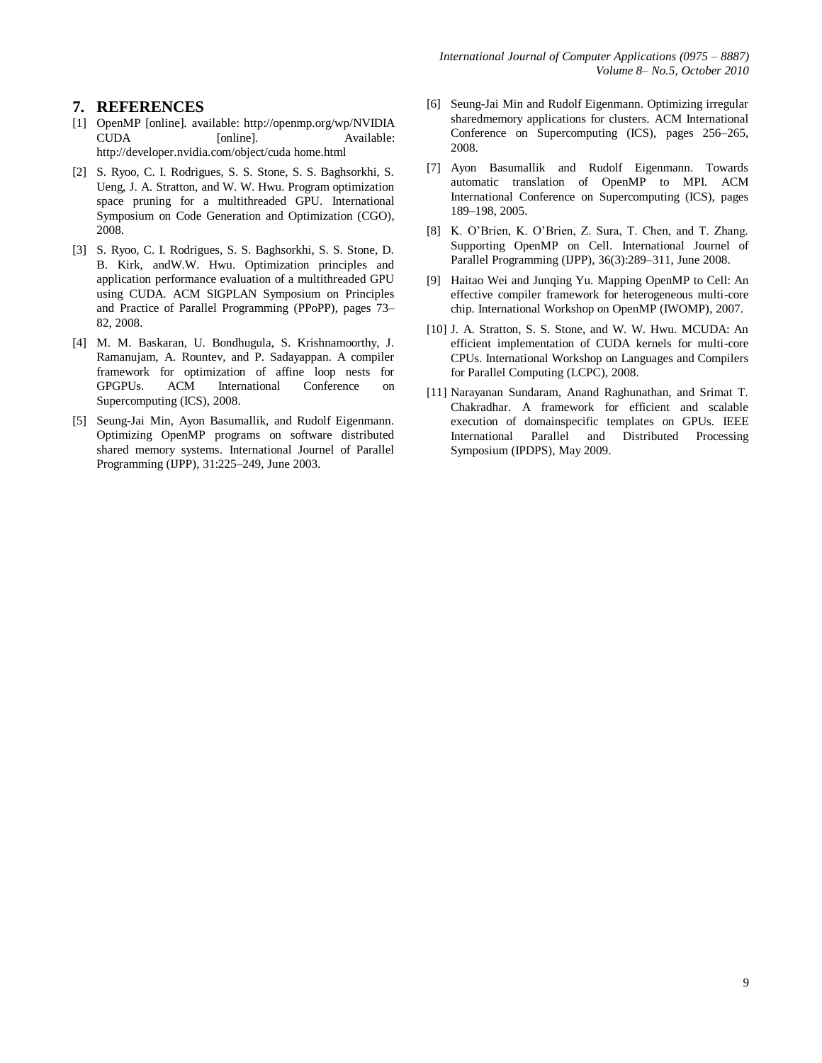## 7. REFERENCES

[1] OpenMP [online]. available: http://openmp.org/wp/NVIDIA CUDA [online]. Available: http://developer.nvidia.com/object/cuda home.html

[2] S. Ryoo, C. I. Rodrigues, S. S. Stone, S. S. Baghsorkhi, S. Ueng, J. A. Stratton, and W. W. Hwu. Program optimization space pruning for a multithreaded GPU. International Symposium on Code Generation and Optimization (CGO), 2008.

[3] S. Ryoo, C. I. Rodrigues, S. S. Baghsorkhi, S. S. Stone, D. B. Kirk, andW.W. Hwu. Optimization principles and application performance evaluation of a multithreaded GPU using CUDA. ACM SIGPLAN Symposium on Principles and Practice of Parallel Programming (PPoPP), pages 73–82, 2008.

[4] M. M. Baskaran, U. Bondhugula, S. Krishnamoorthy, J. Ramanujam, A. Rountev, and P. Sadayappan. A compiler framework for optimization of affine loop nests for GPGPUs. ACM International Conference on Supercomputing (ICS), 2008.

[5] Seung-Jai Min, Ayon Basumallik, and Rudolf Eigenmann. Optimizing OpenMP programs on software distributed shared memory systems. International Journel of Parallel Programming (IJPP), 31:225–249, June 2003.

[6] Seung-Jai Min and Rudolf Eigenmann. Optimizing irregular sharedmemory applications for clusters. ACM International Conference on Supercomputing (ICS), pages 256–265, 2008.

[7] Ayon Basumallik and Rudolf Eigenmann. Towards automatic translation of OpenMP to MPI. ACM International Conference on Supercomputing (ICS), pages 189–198, 2005.

[8] K. O'Brien, K. O'Brien, Z. Sura, T. Chen, and T. Zhang. Supporting OpenMP on Cell. International Journel of Parallel Programming (IJPP), 36(3):289–311, June 2008.

[9] Haitao Wei and Junqing Yu. Mapping OpenMP to Cell: An effective compiler framework for heterogeneous multi-core chip. International Workshop on OpenMP (IWOMP), 2007.

[10] J. A. Stratton, S. S. Stone, and W. W. Hwu. MCUDA: An efficient implementation of CUDA kernels for multi-core CPUs. International Workshop on Languages and Compilers for Parallel Computing (LCPC), 2008.

[11] Narayanan Sundaram, Anand Raghunathan, and Srimat T. Chakradhar. A framework for efficient and scalable execution of domainspecific templates on GPUs. IEEE International Parallel and Distributed Processing Symposium (IPDPS), May 2009.